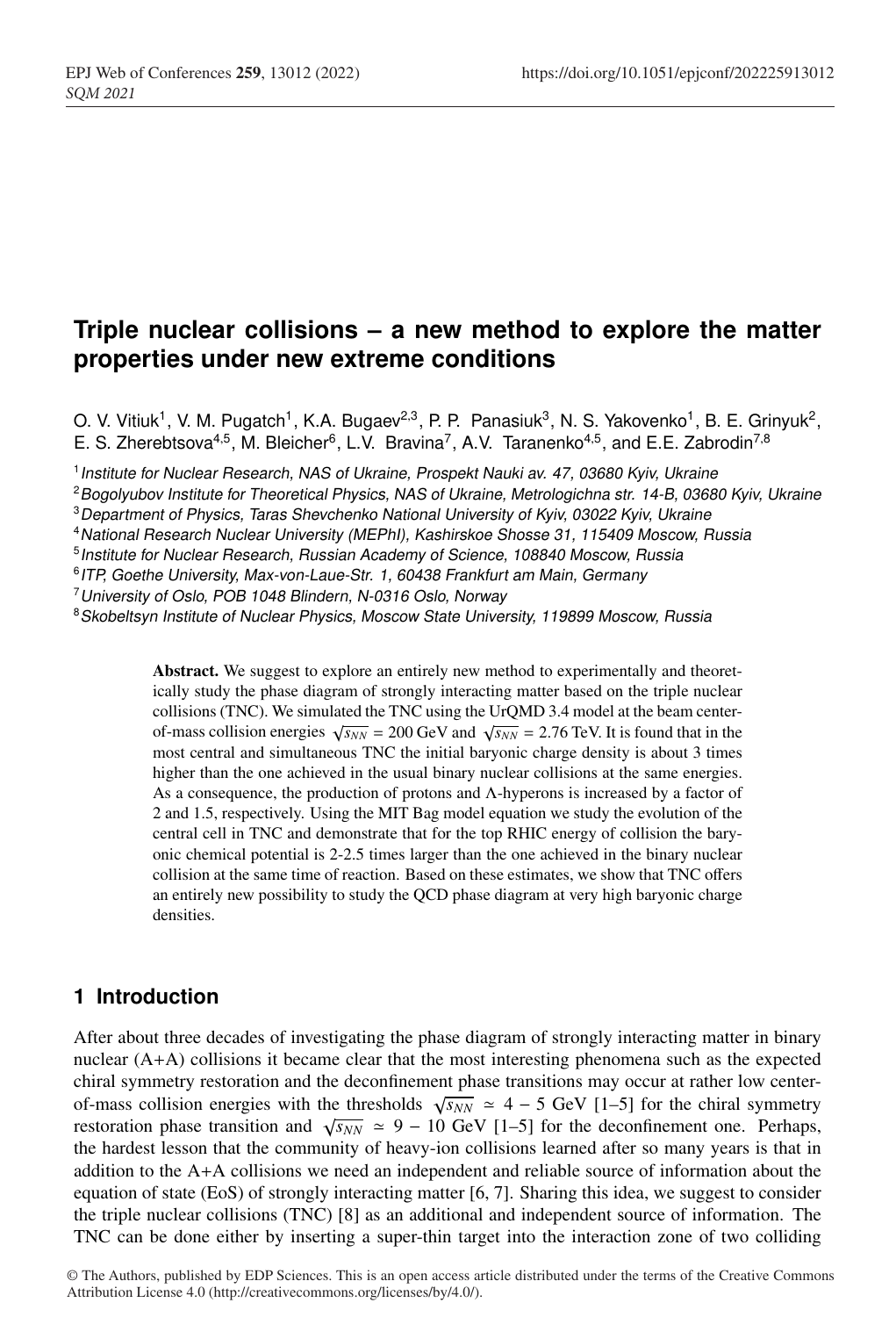# Triple nuclear collisions – a new method to explore the matter properties under new extreme conditions

O. V. Vitiuk[1], V. M. Pugatch[1], K.A. Bugaev[2,3], P. P. Panasiuk[3], N. S. Yakovenko[1], B. E. Grinyuk[2], E. S. Zherebtsova[4,5], M. Bleicher[6], L.V. Bravina[7], A.V. Taranenko[4,5], and E.E. Zabrodin[7,8]

[1] *Institute for Nuclear Research, NAS of Ukraine, Prospekt Nauki av. 47, 03680 Kyiv, Ukraine*
[2] *Bogolyubov Institute for Theoretical Physics, NAS of Ukraine, Metrologichna str. 14-B, 03680 Kyiv, Ukraine*
[3] *Department of Physics, Taras Shevchenko National University of Kyiv, 03022 Kyiv, Ukraine*
[4] *National Research Nuclear University (MEPhI), Kashirskoe Shosse 31, 115409 Moscow, Russia*
[5] *Institute for Nuclear Research, Russian Academy of Science, 108840 Moscow, Russia*
[6] *ITP, Goethe University, Max-von-Laue-Str. 1, 60438 Frankfurt am Main, Germany*
[7] *University of Oslo, POB 1048 Blindern, N-0316 Oslo, Norway*
[8] *Skobeltsyn Institute of Nuclear Physics, Moscow State University, 119899 Moscow, Russia*

**Abstract.** We suggest to explore an entirely new method to experimentally and theoretically study the phase diagram of strongly interacting matter based on the triple nuclear collisions (TNC). We simulated the TNC using the UrQMD 3.4 model at the beam center-of-mass collision energies $\sqrt{s_{NN}} = 200$ GeV and $\sqrt{s_{NN}} = 2.76$ TeV. It is found that in the most central and simultaneous TNC the initial baryonic charge density is about 3 times higher than the one achieved in the usual binary nuclear collisions at the same energies. As a consequence, the production of protons and $\Lambda$-hyperons is increased by a factor of 2 and 1.5, respectively. Using the MIT Bag model equation we study the evolution of the central cell in TNC and demonstrate that for the top RHIC energy of collision the baryonic chemical potential is 2-2.5 times larger than the one achieved in the binary nuclear collision at the same time of reaction. Based on these estimates, we show that TNC offers an entirely new possibility to study the QCD phase diagram at very high baryonic charge densities.

## 1 Introduction

After about three decades of investigating the phase diagram of strongly interacting matter in binary nuclear (A+A) collisions it became clear that the most interesting phenomena such as the expected chiral symmetry restoration and the deconfinement phase transitions may occur at rather low center-of-mass collision energies with the thresholds $\sqrt{s_{NN}} \simeq 4-5$ GeV [1–5] for the chiral symmetry restoration phase transition and $\sqrt{s_{NN}} \simeq 9-10$ GeV [1–5] for the deconfinement one. Perhaps, the hardest lesson that the community of heavy-ion collisions learned after so many years is that in addition to the A+A collisions we need an independent and reliable source of information about the equation of state (EoS) of strongly interacting matter [6, 7]. Sharing this idea, we suggest to consider the triple nuclear collisions (TNC) [8] as an additional and independent source of information. The TNC can be done either by inserting a super-thin target into the interaction zone of two colliding

© The Authors, published by EDP Sciences. This is an open access article distributed under the terms of the Creative Commons Attribution License 4.0 (http://creativecommons.org/licenses/by/4.0/).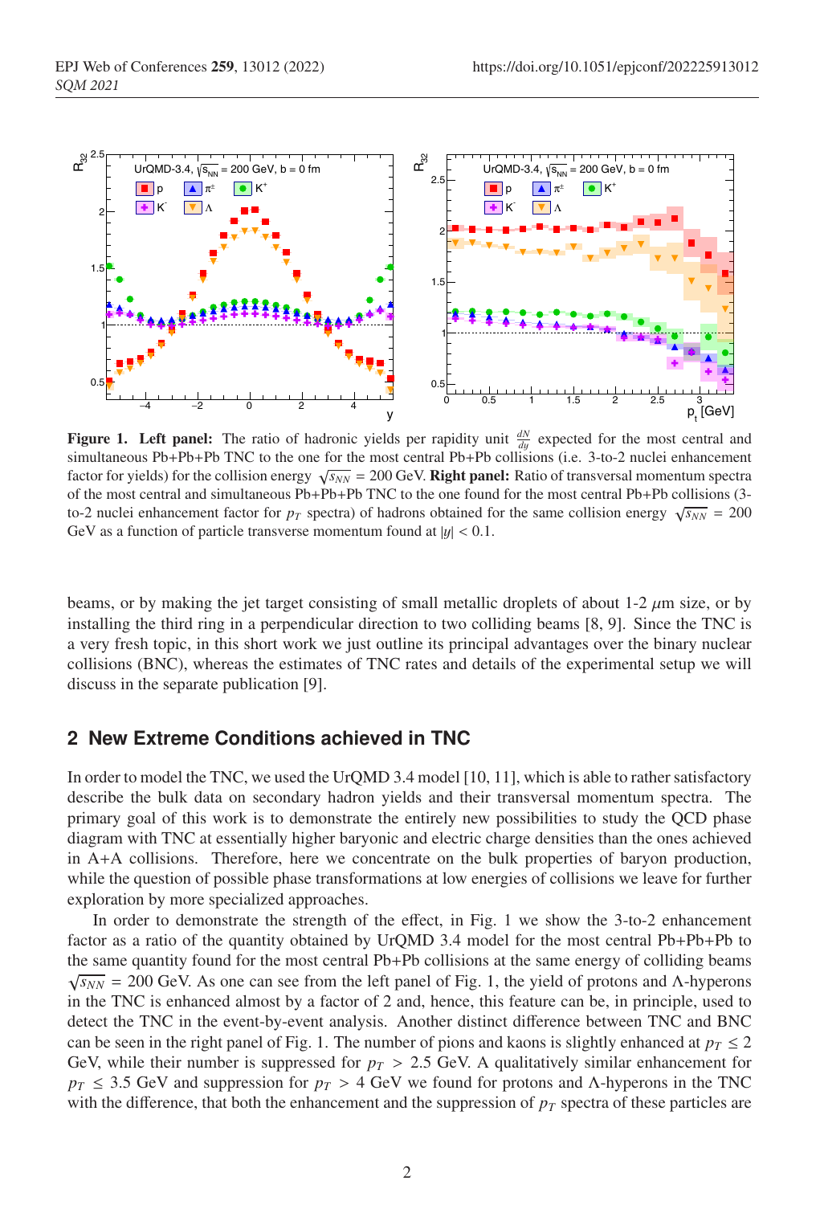**Figure 1. Left panel:** The ratio of hadronic yields per rapidity unit $\frac{dN}{dy}$ expected for the most central and simultaneous Pb+Pb+Pb TNC to the one for the most central Pb+Pb collisions (i.e. 3-to-2 nuclei enhancement factor for yields) for the collision energy $\sqrt{s_{NN}} = 200$ GeV. **Right panel:** Ratio of transversal momentum spectra of the most central and simultaneous Pb+Pb+Pb TNC to the one found for the most central Pb+Pb collisions (3-to-2 nuclei enhancement factor for $p_T$ spectra) of hadrons obtained for the same collision energy $\sqrt{s_{NN}} = 200$ GeV as a function of particle transverse momentum found at $|y| < 0.1$.

beams, or by making the jet target consisting of small metallic droplets of about 1-2 $\mu$m size, or by installing the third ring in a perpendicular direction to two colliding beams [8, 9]. Since the TNC is a very fresh topic, in this short work we just outline its principal advantages over the binary nuclear collisions (BNC), whereas the estimates of TNC rates and details of the experimental setup we will discuss in the separate publication [9].

## 2 New Extreme Conditions achieved in TNC

In order to model the TNC, we used the UrQMD 3.4 model [10, 11], which is able to rather satisfactory describe the bulk data on secondary hadron yields and their transversal momentum spectra. The primary goal of this work is to demonstrate the entirely new possibilities to study the QCD phase diagram with TNC at essentially higher baryonic and electric charge densities than the ones achieved in A+A collisions. Therefore, here we concentrate on the bulk properties of baryon production, while the question of possible phase transformations at low energies of collisions we leave for further exploration by more specialized approaches.

In order to demonstrate the strength of the effect, in Fig. 1 we show the 3-to-2 enhancement factor as a ratio of the quantity obtained by UrQMD 3.4 model for the most central Pb+Pb+Pb to the same quantity found for the most central Pb+Pb collisions at the same energy of colliding beams $\sqrt{s_{NN}} = 200$ GeV. As one can see from the left panel of Fig. 1, the yield of protons and $\Lambda$-hyperons in the TNC is enhanced almost by a factor of 2 and, hence, this feature can be, in principle, used to detect the TNC in the event-by-event analysis. Another distinct difference between TNC and BNC can be seen in the right panel of Fig. 1. The number of pions and kaons is slightly enhanced at $p_T \leq 2$ GeV, while their number is suppressed for $p_T > 2.5$ GeV. A qualitatively similar enhancement for $p_T \leq 3.5$ GeV and suppression for $p_T > 4$ GeV we found for protons and $\Lambda$-hyperons in the TNC with the difference, that both the enhancement and the suppression of $p_T$ spectra of these particles are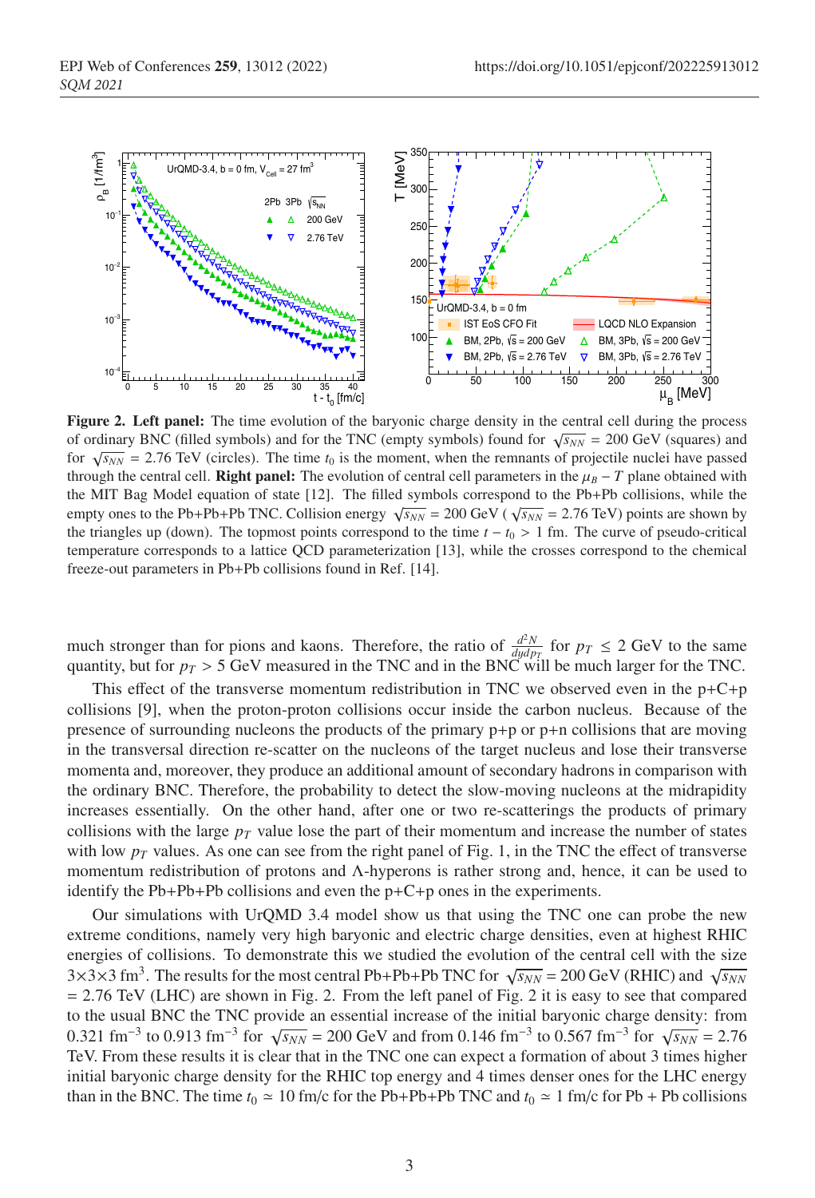**Figure 2. Left panel:** The time evolution of the baryonic charge density in the central cell during the process of ordinary BNC (filled symbols) and for the TNC (empty symbols) found for $\sqrt{s_{NN}}$ = 200 GeV (squares) and for $\sqrt{s_{NN}}$ = 2.76 TeV (circles). The time $t_0$ is the moment, when the remnants of projectile nuclei have passed through the central cell. **Right panel:** The evolution of central cell parameters in the $\mu_B - T$ plane obtained with the MIT Bag Model equation of state [12]. The filled symbols correspond to the Pb+Pb collisions, while the empty ones to the Pb+Pb+Pb TNC. Collision energy $\sqrt{s_{NN}}$ = 200 GeV ( $\sqrt{s_{NN}}$ = 2.76 TeV) points are shown by the triangles up (down). The topmost points correspond to the time $t - t_0 > 1$ fm. The curve of pseudo-critical temperature corresponds to a lattice QCD parameterization [13], while the crosses correspond to the chemical freeze-out parameters in Pb+Pb collisions found in Ref. [14].

much stronger than for pions and kaons. Therefore, the ratio of $\frac{d^2N}{dydp_T}$ for $p_T \leq 2$ GeV to the same quantity, but for $p_T > 5$ GeV measured in the TNC and in the BNC will be much larger for the TNC.

This effect of the transverse momentum redistribution in TNC we observed even in the p+C+p collisions [9], when the proton-proton collisions occur inside the carbon nucleus. Because of the presence of surrounding nucleons the products of the primary p+p or p+n collisions that are moving in the transversal direction re-scatter on the nucleons of the target nucleus and lose their transverse momenta and, moreover, they produce an additional amount of secondary hadrons in comparison with the ordinary BNC. Therefore, the probability to detect the slow-moving nucleons at the midrapidity increases essentially. On the other hand, after one or two re-scatterings the products of primary collisions with the large $p_T$ value lose the part of their momentum and increase the number of states with low $p_T$ values. As one can see from the right panel of Fig. 1, in the TNC the effect of transverse momentum redistribution of protons and $\Lambda$-hyperons is rather strong and, hence, it can be used to identify the Pb+Pb+Pb collisions and even the p+C+p ones in the experiments.

Our simulations with UrQMD 3.4 model show us that using the TNC one can probe the new extreme conditions, namely very high baryonic and electric charge densities, even at highest RHIC energies of collisions. To demonstrate this we studied the evolution of the central cell with the size $3{\times}3{\times}3$ fm$^3$. The results for the most central Pb+Pb+Pb TNC for $\sqrt{s_{NN}}$ = 200 GeV (RHIC) and $\sqrt{s_{NN}}$ = 2.76 TeV (LHC) are shown in Fig. 2. From the left panel of Fig. 2 it is easy to see that compared to the usual BNC the TNC provide an essential increase of the initial baryonic charge density: from 0.321 fm$^{-3}$ to 0.913 fm$^{-3}$ for $\sqrt{s_{NN}}$ = 200 GeV and from 0.146 fm$^{-3}$ to 0.567 fm$^{-3}$ for $\sqrt{s_{NN}}$ = 2.76 TeV. From these results it is clear that in the TNC one can expect a formation of about 3 times higher initial baryonic charge density for the RHIC top energy and 4 times denser ones for the LHC energy than in the BNC. The time $t_0 \simeq 10$ fm/c for the Pb+Pb+Pb TNC and $t_0 \simeq 1$ fm/c for Pb + Pb collisions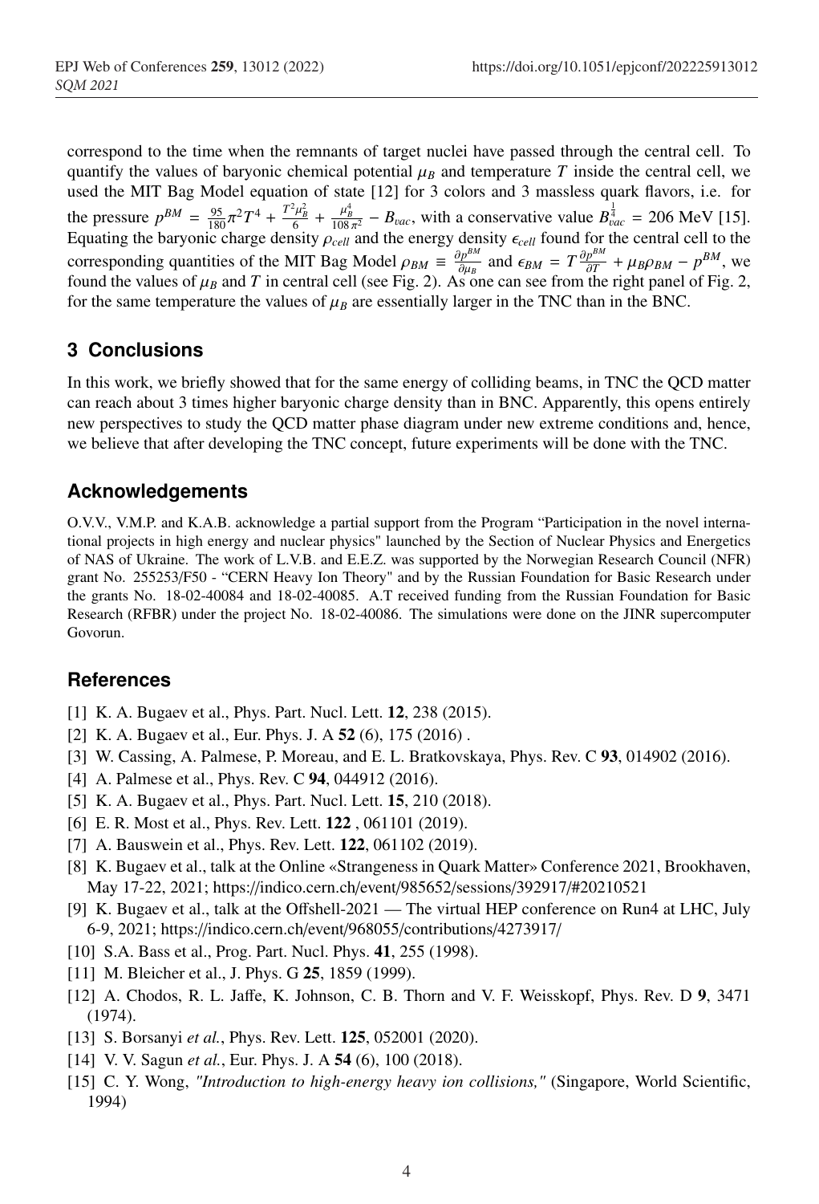correspond to the time when the remnants of target nuclei have passed through the central cell. To quantify the values of baryonic chemical potential $\mu_B$ and temperature $T$ inside the central cell, we used the MIT Bag Model equation of state [12] for 3 colors and 3 massless quark flavors, i.e. for the pressure $p^{BM} = \frac{95}{180}\pi^2 T^4 + \frac{T^2\mu_B^2}{6} + \frac{\mu_B^4}{108\pi^2} - B_{vac}$, with a conservative value $B_{vac}^{\frac{1}{4}} = 206$ MeV [15]. Equating the baryonic charge density $\rho_{cell}$ and the energy density $\epsilon_{cell}$ found for the central cell to the corresponding quantities of the MIT Bag Model $\rho_{BM} \equiv \frac{\partial p^{BM}}{\partial \mu_B}$ and $\epsilon_{BM} = T\frac{\partial p^{BM}}{\partial T} + \mu_B \rho_{BM} - p^{BM}$, we found the values of $\mu_B$ and $T$ in central cell (see Fig. 2). As one can see from the right panel of Fig. 2, for the same temperature the values of $\mu_B$ are essentially larger in the TNC than in the BNC.

## 3 Conclusions

In this work, we briefly showed that for the same energy of colliding beams, in TNC the QCD matter can reach about 3 times higher baryonic charge density than in BNC. Apparently, this opens entirely new perspectives to study the QCD matter phase diagram under new extreme conditions and, hence, we believe that after developing the TNC concept, future experiments will be done with the TNC.

## Acknowledgements

O.V.V., V.M.P. and K.A.B. acknowledge a partial support from the Program "Participation in the novel international projects in high energy and nuclear physics" launched by the Section of Nuclear Physics and Energetics of NAS of Ukraine. The work of L.V.B. and E.E.Z. was supported by the Norwegian Research Council (NFR) grant No. 255253/F50 - "CERN Heavy Ion Theory" and by the Russian Foundation for Basic Research under the grants No. 18-02-40084 and 18-02-40085. A.T received funding from the Russian Foundation for Basic Research (RFBR) under the project No. 18-02-40086. The simulations were done on the JINR supercomputer Govorun.

## References

[1] K. A. Bugaev et al., Phys. Part. Nucl. Lett. **12**, 238 (2015).

[2] K. A. Bugaev et al., Eur. Phys. J. A **52** (6), 175 (2016) .

[3] W. Cassing, A. Palmese, P. Moreau, and E. L. Bratkovskaya, Phys. Rev. C **93**, 014902 (2016).

[4] A. Palmese et al., Phys. Rev. C **94**, 044912 (2016).

[5] K. A. Bugaev et al., Phys. Part. Nucl. Lett. **15**, 210 (2018).

[6] E. R. Most et al., Phys. Rev. Lett. **122** , 061101 (2019).

[7] A. Bauswein et al., Phys. Rev. Lett. **122**, 061102 (2019).

[8] K. Bugaev et al., talk at the Online «Strangeness in Quark Matter» Conference 2021, Brookhaven, May 17-22, 2021; https://indico.cern.ch/event/985652/sessions/392917/#20210521

[9] K. Bugaev et al., talk at the Offshell-2021 — The virtual HEP conference on Run4 at LHC, July 6-9, 2021; https://indico.cern.ch/event/968055/contributions/4273917/

[10] S.A. Bass et al., Prog. Part. Nucl. Phys. **41**, 255 (1998).

[11] M. Bleicher et al., J. Phys. G **25**, 1859 (1999).

[12] A. Chodos, R. L. Jaffe, K. Johnson, C. B. Thorn and V. F. Weisskopf, Phys. Rev. D **9**, 3471 (1974).

[13] S. Borsanyi *et al.*, Phys. Rev. Lett. **125**, 052001 (2020).

[14] V. V. Sagun *et al.*, Eur. Phys. J. A **54** (6), 100 (2018).

[15] C. Y. Wong, *"Introduction to high-energy heavy ion collisions,"* (Singapore, World Scientific, 1994)